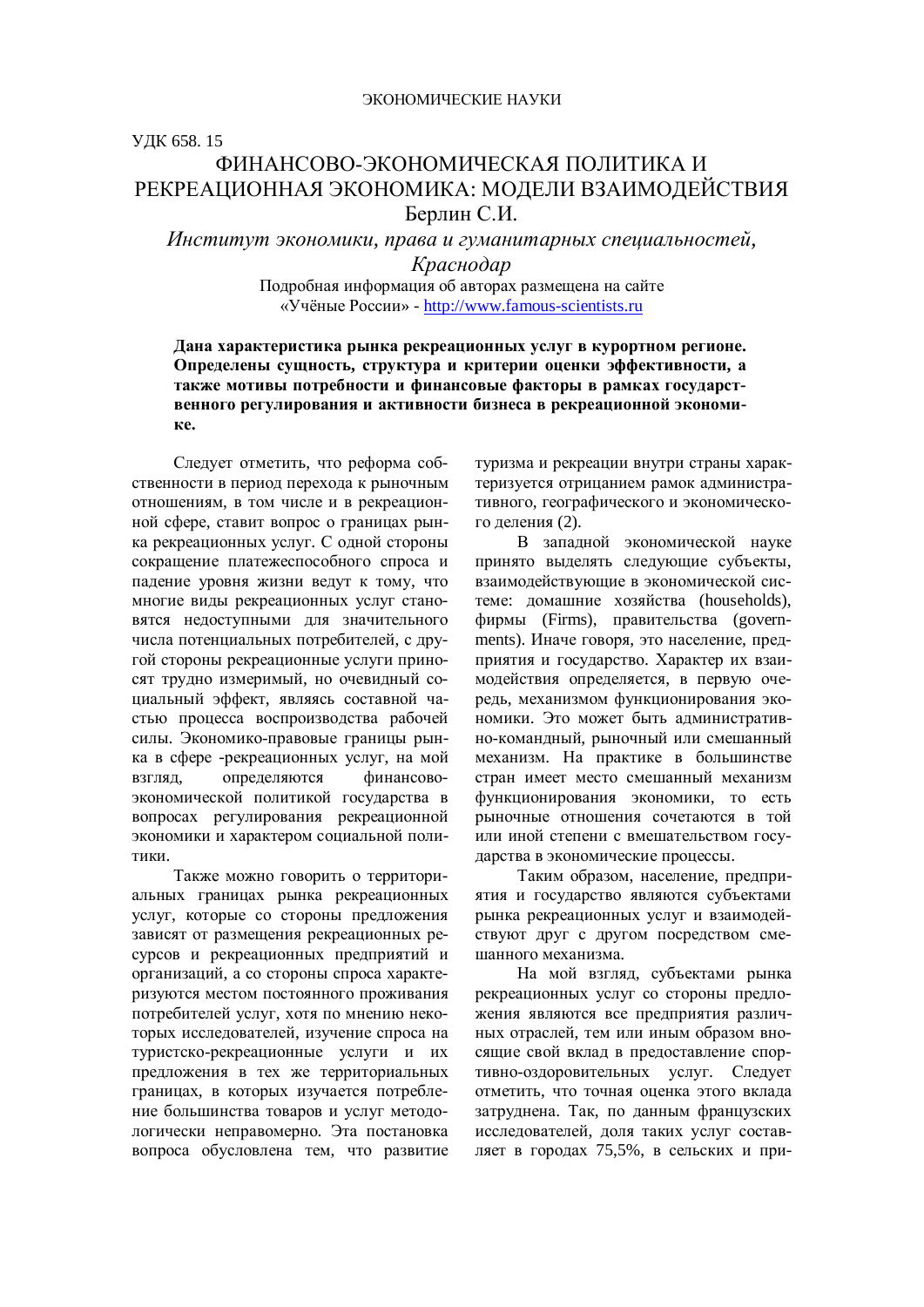ЭКОНОМИЧЕСКИЕ НАУКИ

УДК 658. 15

# ФИНАНСОВО-ЭКОНОМИЧЕСКАЯ ПОЛИТИКА И РЕКРЕАЦИОННАЯ ЭКОНОМИКА: МОДЕЛИ ВЗАИМОДЕЙСТВИЯ

Берлин С.И.

*Институт экономики, права и гуманитарных специальностей, Краснодар*

Подробная информация об авторах размещена на сайте «Учёные России» - http://www.famous-scientists.ru

**Дана характеристика рынка рекреационных услуг в курортном регионе. Определены сущность, структура и критерии оценки эффективности, а также мотивы потребности и финансовые факторы в рамках государственного регулирования и активности бизнеса в рекреационной экономике.**

Следует отметить, что реформа собственности в период перехода к рыночным отношениям, в том числе и в рекреационной сфере, ставит вопрос о границах рынка рекреационных услуг. С одной стороны сокращение платежеспособного спроса и падение уровня жизни ведут к тому, что многие виды рекреационных услуг становятся недоступными для значительного числа потенциальных потребителей, с другой стороны рекреационные услуги приносят трудно измеримый, но очевидный социальный эффект, являясь составной частью процесса воспроизводства рабочей силы. Экономико-правовые границы рынка в сфере -рекреационных услуг, на мой взгляд, определяются финансово-экономической политикой государства в вопросах регулирования рекреационной экономики и характером социальной политики.

Также можно говорить о территориальных границах рынка рекреационных услуг, которые со стороны предложения зависят от размещения рекреационных ресурсов и рекреационных предприятий и организаций, а со стороны спроса характеризуются местом постоянного проживания потребителей услуг, хотя по мнению некоторых исследователей, изучение спроса на туристско-рекреационные услуги и их предложения в тех же территориальных границах, в которых изучается потребление большинства товаров и услуг методологически неправомерно. Эта постановка вопроса обусловлена тем, что развитие туризма и рекреации внутри страны характеризуется отрицанием рамок административного, географического и экономического деления (2).

В западной экономической науке принято выделять следующие субъекты, взаимодействующие в экономической системе: домашние хозяйства (households), фирмы (Firms), правительства (governments). Иначе говоря, это население, предприятия и государство. Характер их взаимодействия определяется, в первую очередь, механизмом функционирования экономики. Это может быть административно-командный, рыночный или смешанный механизм. На практике в большинстве стран имеет место смешанный механизм функционирования экономики, то есть рыночные отношения сочетаются в той или иной степени с вмешательством государства в экономические процессы.

Таким образом, население, предприятия и государство являются субъектами рынка рекреационных услуг и взаимодействуют друг с другом посредством смешанного механизма.

На мой взгляд, субъектами рынка рекреационных услуг со стороны предложения являются все предприятия различных отраслей, тем или иным образом вносящие свой вклад в предоставление спортивно-оздоровительных услуг. Следует отметить, что точная оценка этого вклада затруднена. Так, по данным французских исследователей, доля таких услуг составляет в городах 75,5%, в сельских и при-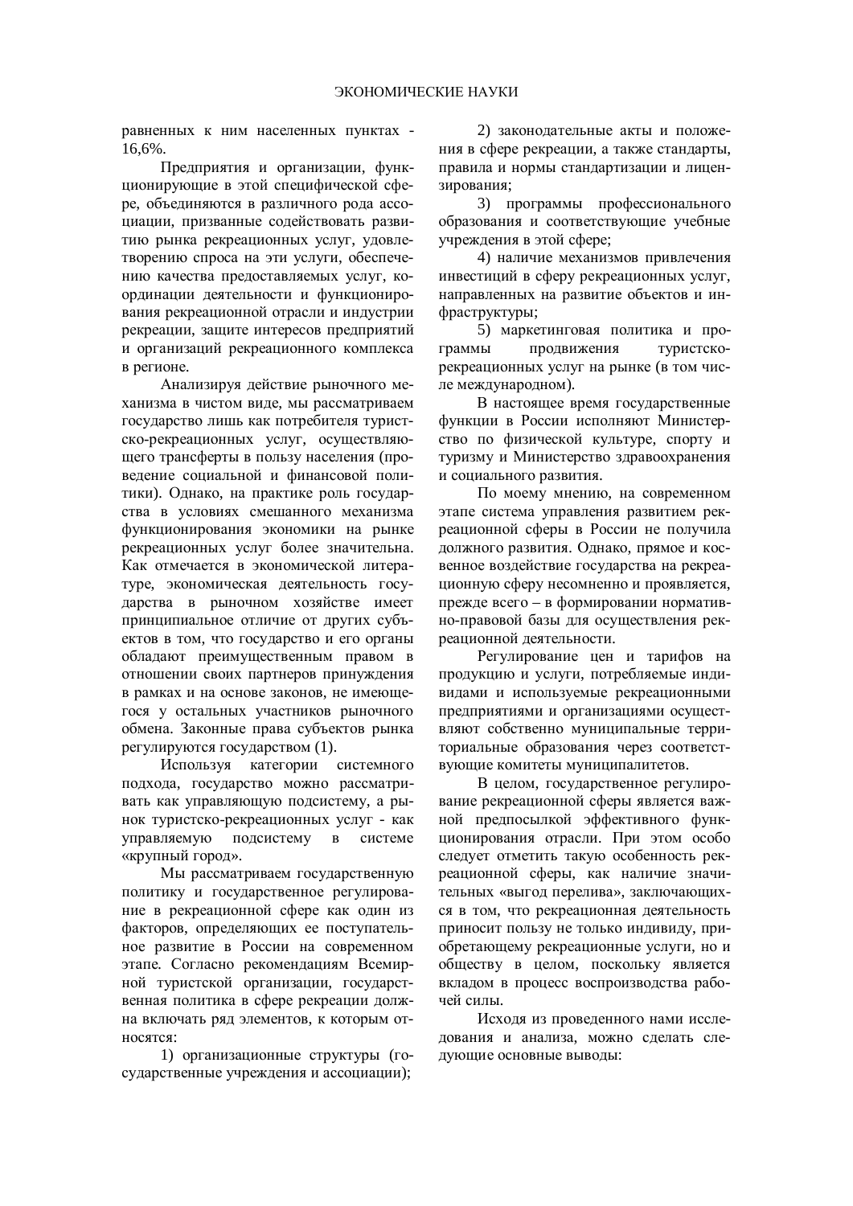равненных к ним населенных пунктах - 16,6%.

Предприятия и организации, функционирующие в этой специфической сфере, объединяются в различного рода ассоциации, призванные содействовать развитию рынка рекреационных услуг, удовлетворению спроса на эти услуги, обеспечению качества предоставляемых услуг, координации деятельности и функционирования рекреационной отрасли и индустрии рекреации, защите интересов предприятий и организаций рекреационного комплекса в регионе.

Анализируя действие рыночного механизма в чистом виде, мы рассматриваем государство лишь как потребителя туристско-рекреационных услуг, осуществляющего трансферты в пользу населения (проведение социальной и финансовой политики). Однако, на практике роль государства в условиях смешанного механизма функционирования экономики на рынке рекреационных услуг более значительна. Как отмечается в экономической литературе, экономическая деятельность государства в рыночном хозяйстве имеет принципиальное отличие от других субъектов в том, что государство и его органы обладают преимущественным правом в отношении своих партнеров принуждения в рамках и на основе законов, не имеющегося у остальных участников рыночного обмена. Законные права субъектов рынка регулируются государством (1).

Используя категории системного подхода, государство можно рассматривать как управляющую подсистему, а рынок туристско-рекреационных услуг - как управляемую подсистему в системе «крупный город».

Мы рассматриваем государственную политику и государственное регулирование в рекреационной сфере как один из факторов, определяющих ее поступательное развитие в России на современном этапе. Согласно рекомендациям Всемирной туристской организации, государственная политика в сфере рекреации должна включать ряд элементов, к которым относятся:

1) организационные структуры (государственные учреждения и ассоциации);

2) законодательные акты и положения в сфере рекреации, а также стандарты, правила и нормы стандартизации и лицензирования;

3) программы профессионального образования и соответствующие учебные учреждения в этой сфере;

4) наличие механизмов привлечения инвестиций в сферу рекреационных услуг, направленных на развитие объектов и инфраструктуры;

5) маркетинговая политика и программы продвижения туристско-рекреационных услуг на рынке (в том числе международном).

В настоящее время государственные функции в России исполняют Министерство по физической культуре, спорту и туризму и Министерство здравоохранения и социального развития.

По моему мнению, на современном этапе система управления развитием рекреационной сферы в России не получила должного развития. Однако, прямое и косвенное воздействие государства на рекреационную сферу несомненно и проявляется, прежде всего – в формировании нормативно-правовой базы для осуществления рекреационной деятельности.

Регулирование цен и тарифов на продукцию и услуги, потребляемые индивидами и используемые рекреационными предприятиями и организациями осуществляют собственно муниципальные территориальные образования через соответствующие комитеты муниципалитетов.

В целом, государственное регулирование рекреационной сферы является важной предпосылкой эффективного функционирования отрасли. При этом особо следует отметить такую особенность рекреационной сферы, как наличие значительных «выгод перелива», заключающихся в том, что рекреационная деятельность приносит пользу не только индивиду, приобретающему рекреационные услуги, но и обществу в целом, поскольку является вкладом в процесс воспроизводства рабочей силы.

Исходя из проведенного нами исследования и анализа, можно сделать следующие основные выводы: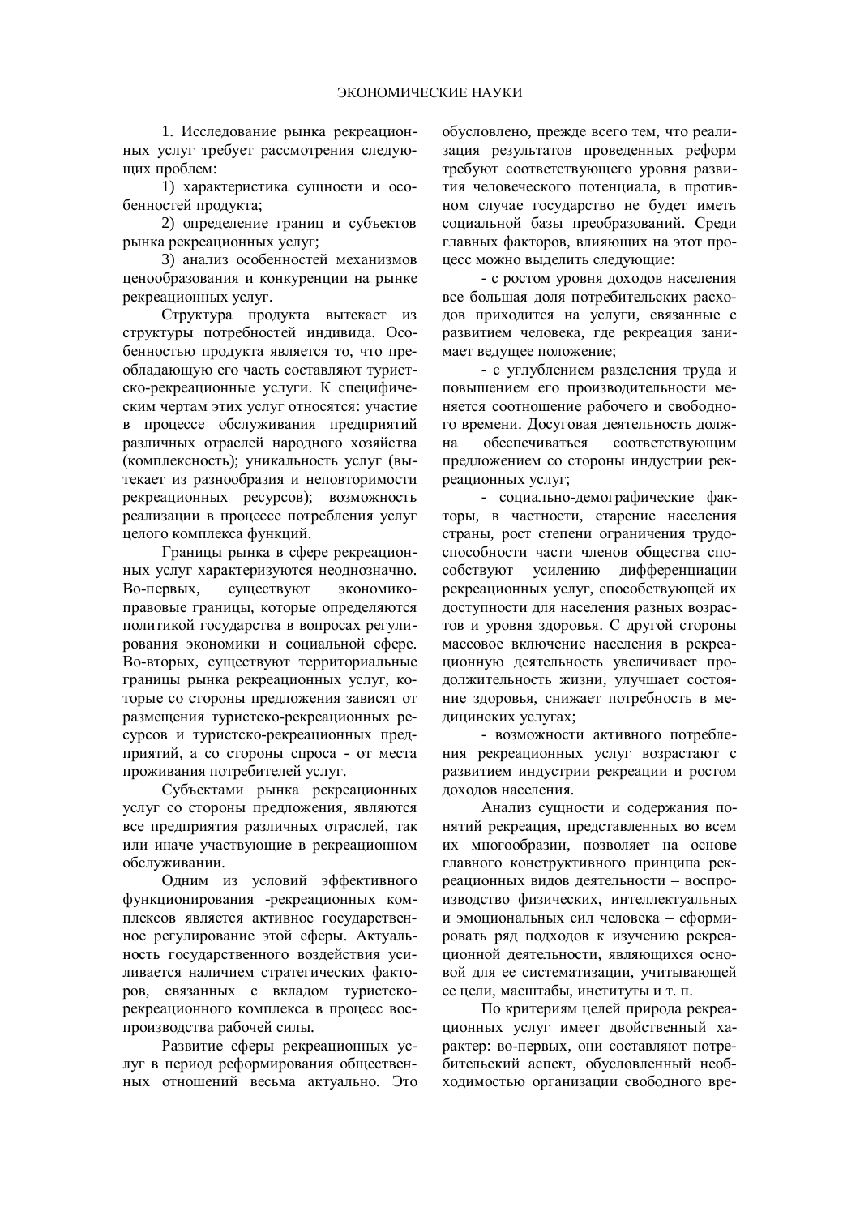1. Исследование рынка рекреационных услуг требует рассмотрения следующих проблем:

1) характеристика сущности и особенностей продукта;

2) определение границ и субъектов рынка рекреационных услуг;

3) анализ особенностей механизмов ценообразования и конкуренции на рынке рекреационных услуг.

Структура продукта вытекает из структуры потребностей индивида. Особенностью продукта является то, что преобладающую его часть составляют туристско-рекреационные услуги. К специфическим чертам этих услуг относятся: участие в процессе обслуживания предприятий различных отраслей народного хозяйства (комплексность); уникальность услуг (вытекает из разнообразия и неповторимости рекреационных ресурсов); возможность реализации в процессе потребления услуг целого комплекса функций.

Границы рынка в сфере рекреационных услуг характеризуются неоднозначно. Во-первых, существуют экономико-правовые границы, которые определяются политикой государства в вопросах регулирования экономики и социальной сфере. Во-вторых, существуют территориальные границы рынка рекреационных услуг, которые со стороны предложения зависят от размещения туристско-рекреационных ресурсов и туристско-рекреационных предприятий, а со стороны спроса - от места проживания потребителей услуг.

Субъектами рынка рекреационных услуг со стороны предложения, являются все предприятия различных отраслей, так или иначе участвующие в рекреационном обслуживании.

Одним из условий эффективного функционирования -рекреационных комплексов является активное государственное регулирование этой сферы. Актуальность государственного воздействия усиливается наличием стратегических факторов, связанных с вкладом туристско-рекреационного комплекса в процесс воспроизводства рабочей силы.

Развитие сферы рекреационных услуг в период реформирования общественных отношений весьма актуально. Это обусловлено, прежде всего тем, что реализация результатов проведенных реформ требуют соответствующего уровня развития человеческого потенциала, в противном случае государство не будет иметь социальной базы преобразований. Среди главных факторов, влияющих на этот процесс можно выделить следующие:

- с ростом уровня доходов населения все большая доля потребительских расходов приходится на услуги, связанные с развитием человека, где рекреация занимает ведущее положение;

- с углублением разделения труда и повышением его производительности меняется соотношение рабочего и свободного времени. Досуговая деятельность должна обеспечиваться соответствующим предложением со стороны индустрии рекреационных услуг;

- социально-демографические факторы, в частности, старение населения страны, рост степени ограничения трудоспособности части членов общества способствуют усилению дифференциации рекреационных услуг, способствующей их доступности для населения разных возрастов и уровня здоровья. С другой стороны массовое включение населения в рекреационную деятельность увеличивает продолжительность жизни, улучшает состояние здоровья, снижает потребность в медицинских услугах;

- возможности активного потребления рекреационных услуг возрастают с развитием индустрии рекреации и ростом доходов населения.

Анализ сущности и содержания понятий рекреация, представленных во всем их многообразии, позволяет на основе главного конструктивного принципа рекреационных видов деятельности – воспроизводство физических, интеллектуальных и эмоциональных сил человека – сформировать ряд подходов к изучению рекреационной деятельности, являющихся основой для ее систематизации, учитывающей ее цели, масштабы, институты и т. п.

По критериям целей природа рекреационных услуг имеет двойственный характер: во-первых, они составляют потребительский аспект, обусловленный необходимостью организации свободного вре-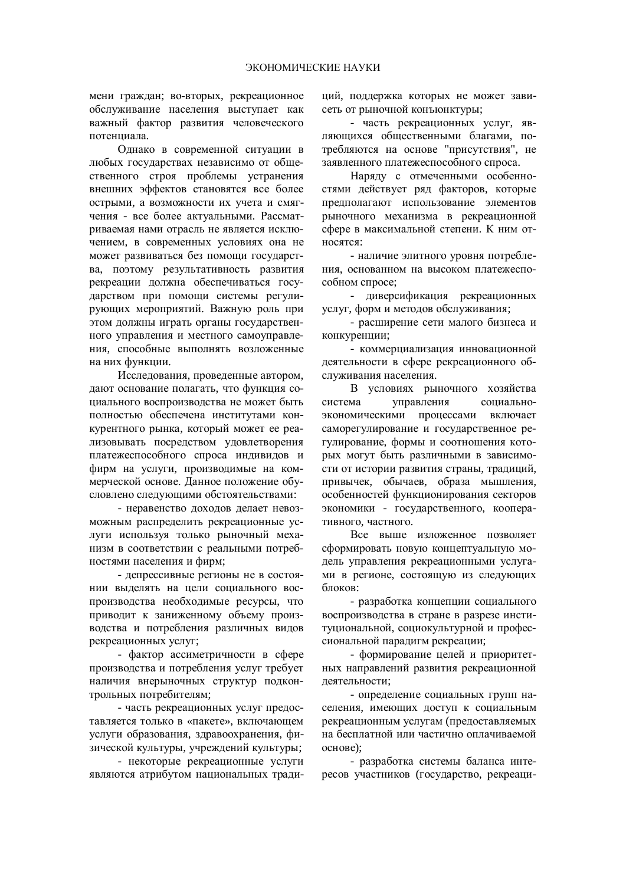мени граждан; во-вторых, рекреационное обслуживание населения выступает как важный фактор развития человеческого потенциала.

Однако в современной ситуации в любых государствах независимо от общественного строя проблемы устранения внешних эффектов становятся все более острыми, а возможности их учета и смягчения - все более актуальными. Рассматриваемая нами отрасль не является исключением, в современных условиях она не может развиваться без помощи государства, поэтому результативность развития рекреации должна обеспечиваться государством при помощи системы регулирующих мероприятий. Важную роль при этом должны играть органы государственного управления и местного самоуправления, способные выполнять возложенные на них функции.

Исследования, проведенные автором, дают основание полагать, что функция социального воспроизводства не может быть полностью обеспечена институтами конкурентного рынка, который может ее реализовывать посредством удовлетворения платежеспособного спроса индивидов и фирм на услуги, производимые на коммерческой основе. Данное положение обусловлено следующими обстоятельствами:

- неравенство доходов делает невозможным распределить рекреационные услуги используя только рыночный механизм в соответствии с реальными потребностями населения и фирм;
- депрессивные регионы не в состоянии выделять на цели социального воспроизводства необходимые ресурсы, что приводит к заниженному объему производства и потребления различных видов рекреационных услуг;
- фактор ассиметричности в сфере производства и потребления услуг требует наличия внерыночных структур подконтрольных потребителям;
- часть рекреационных услуг предоставляется только в «пакете», включающем услуги образования, здравоохранения, физической культуры, учреждений культуры;
- некоторые рекреационные услуги являются атрибутом национальных традиций, поддержка которых не может зависеть от рыночной конъюнктуры;
- часть рекреационных услуг, являющихся общественными благами, потребляются на основе "присутствия", не заявленного платежеспособного спроса.

Наряду с отмеченными особенностями действует ряд факторов, которые предполагают использование элементов рыночного механизма в рекреационной сфере в максимальной степени. К ним относятся:

- наличие элитного уровня потребления, основанном на высоком платежеспособном спросе;
- диверсификация рекреационных услуг, форм и методов обслуживания;
- расширение сети малого бизнеса и конкуренции;
- коммерциализация инновационной деятельности в сфере рекреационного обслуживания населения.

В условиях рыночного хозяйства система управления социально-экономическими процессами включает саморегулирование и государственное регулирование, формы и соотношения которых могут быть различными в зависимости от истории развития страны, традиций, привычек, обычаев, образа мышления, особенностей функционирования секторов экономики - государственного, кооперативного, частного.

Все выше изложенное позволяет сформировать новую концептуальную модель управления рекреационными услугами в регионе, состоящую из следующих блоков:

- разработка концепции социального воспроизводства в стране в разрезе институциональной, социокультурной и профессиональной парадигм рекреации;
- формирование целей и приоритетных направлений развития рекреационной деятельности;
- определение социальных групп населения, имеющих доступ к социальным рекреационным услугам (предоставляемых на бесплатной или частично оплачиваемой основе);
- разработка системы баланса интересов участников (государство, рекреаци-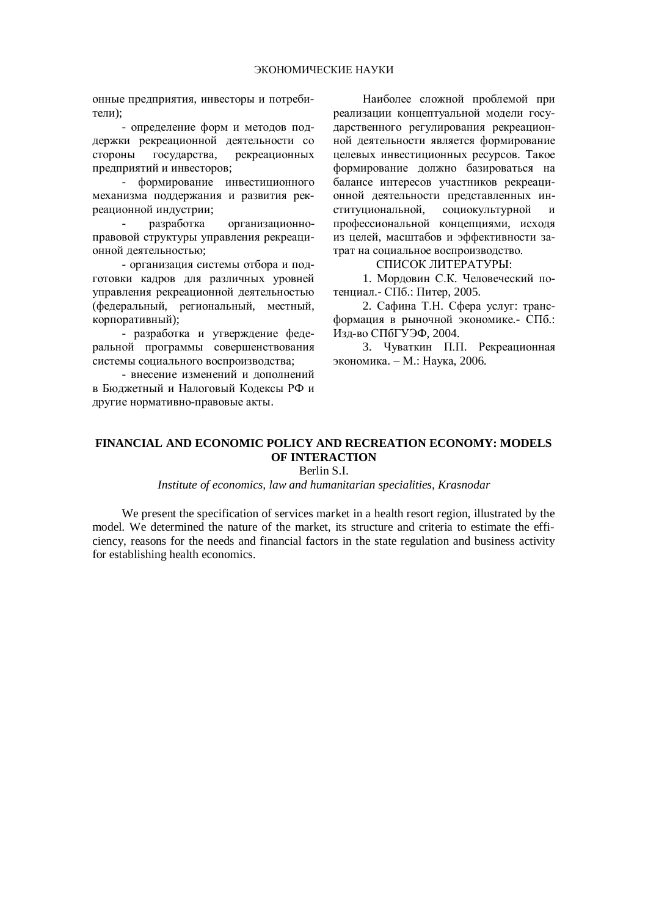онные предприятия, инвесторы и потребители);

- определение форм и методов поддержки рекреационной деятельности со стороны государства, рекреационных предприятий и инвесторов;
- формирование инвестиционного механизма поддержания и развития рекреационной индустрии;
- разработка организационно-правовой структуры управления рекреационной деятельностью;
- организация системы отбора и подготовки кадров для различных уровней управления рекреационной деятельностью (федеральный, региональный, местный, корпоративный);
- разработка и утверждение федеральной программы совершенствования системы социального воспроизводства;
- внесение изменений и дополнений в Бюджетный и Налоговый Кодексы РФ и другие нормативно-правовые акты.

Наиболее сложной проблемой при реализации концептуальной модели государственного регулирования рекреационной деятельности является формирование целевых инвестиционных ресурсов. Такое формирование должно базироваться на балансе интересов участников рекреационной деятельности представленных институциональной, социокультурной и профессиональной концепциями, исходя из целей, масштабов и эффективности затрат на социальное воспроизводство.

СПИСОК ЛИТЕРАТУРЫ:

1. Мордовин С.К. Человеческий потенциал.- СПб.: Питер, 2005.
2. Сафина Т.Н. Сфера услуг: трансформация в рыночной экономике.- СПб.: Изд-во СПбГУЭФ, 2004.
3. Чуваткин П.П. Рекреационная экономика. – М.: Наука, 2006.

## FINANCIAL AND ECONOMIC POLICY AND RECREATION ECONOMY: MODELS OF INTERACTION

Berlin S.I.

*Institute of economics, law and humanitarian specialities, Krasnodar*

We present the specification of services market in a health resort region, illustrated by the model. We determined the nature of the market, its structure and criteria to estimate the efficiency, reasons for the needs and financial factors in the state regulation and business activity for establishing health economics.